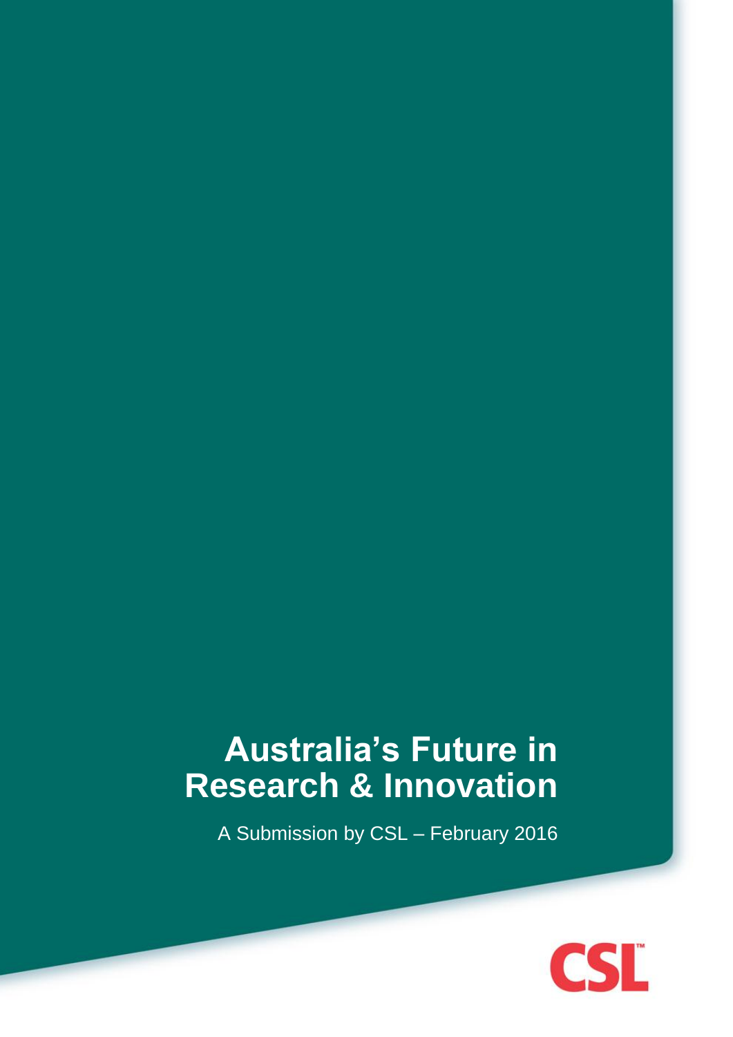# Australia's Future in Research & Innovation

A Submission by CSL – February 2016

CSL™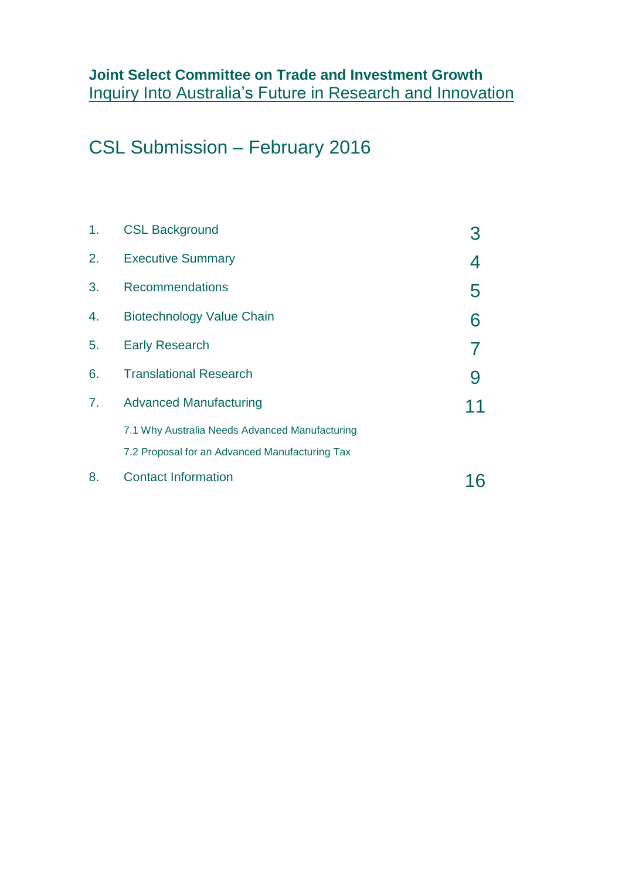**Joint Select Committee on Trade and Investment Growth**
Inquiry Into Australia's Future in Research and Innovation

# CSL Submission – February 2016

| | | |
|---|---|---|
| 1. | CSL Background | 3 |
| 2. | Executive Summary | 4 |
| 3. | Recommendations | 5 |
| 4. | Biotechnology Value Chain | 6 |
| 5. | Early Research | 7 |
| 6. | Translational Research | 9 |
| 7. | Advanced Manufacturing | 11 |
| | 7.1 Why Australia Needs Advanced Manufacturing | |
| | 7.2 Proposal for an Advanced Manufacturing Tax | |
| 8. | Contact Information | 16 |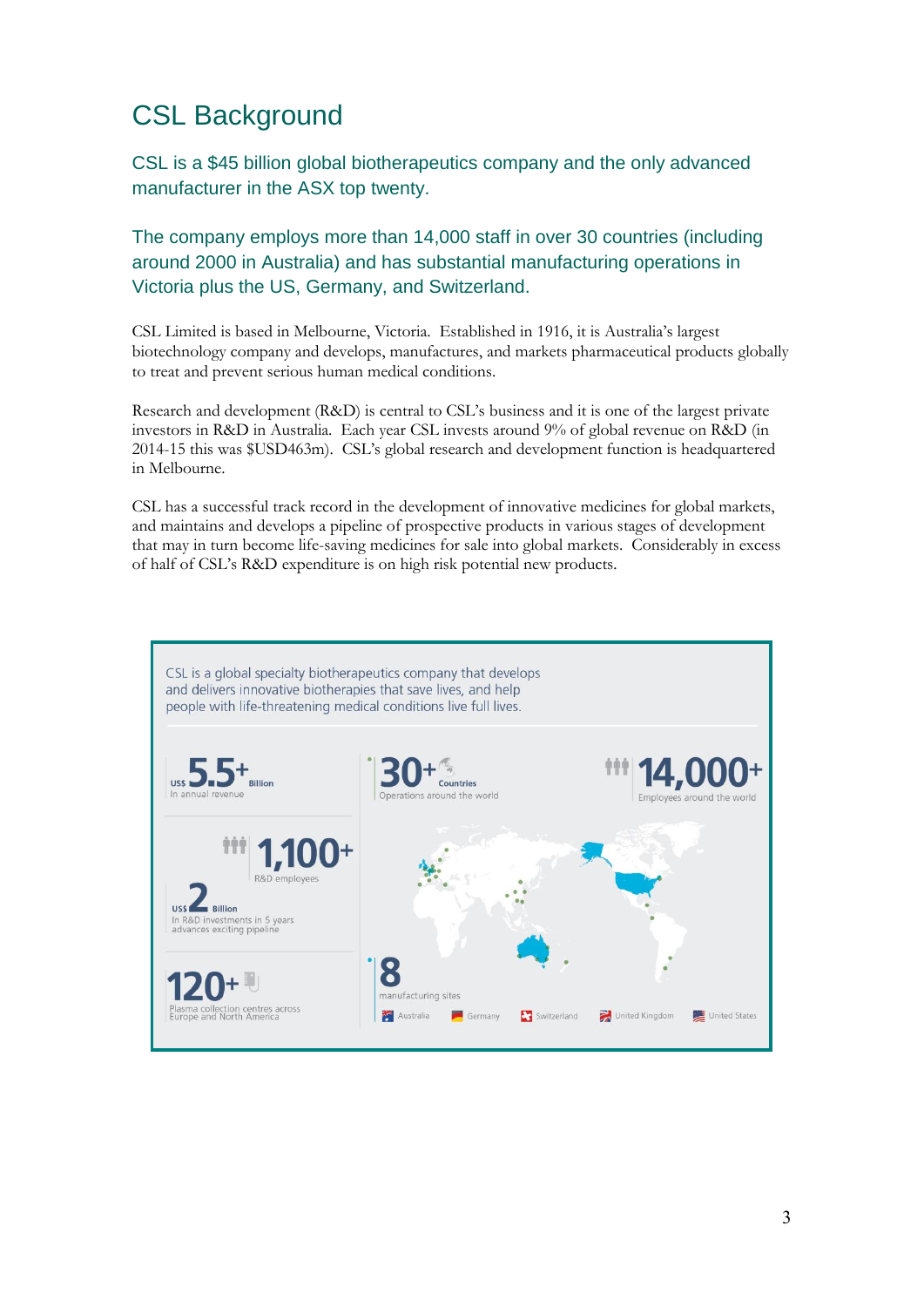# CSL Background

CSL is a $45 billion global biotherapeutics company and the only advanced manufacturer in the ASX top twenty.

The company employs more than 14,000 staff in over 30 countries (including around 2000 in Australia) and has substantial manufacturing operations in Victoria plus the US, Germany, and Switzerland.

CSL Limited is based in Melbourne, Victoria. Established in 1916, it is Australia's largest biotechnology company and develops, manufactures, and markets pharmaceutical products globally to treat and prevent serious human medical conditions.

Research and development (R&D) is central to CSL's business and it is one of the largest private investors in R&D in Australia. Each year CSL invests around 9% of global revenue on R&D (in 2014-15 this was $USD463m). CSL's global research and development function is headquartered in Melbourne.

CSL has a successful track record in the development of innovative medicines for global markets, and maintains and develops a pipeline of prospective products in various stages of development that may in turn become life-saving medicines for sale into global markets. Considerably in excess of half of CSL's R&D expenditure is on high risk potential new products.

CSL is a global specialty biotherapeutics company that develops and delivers innovative biotherapies that save lives, and help people with life-threatening medical conditions live full lives.

- US$ 5.5+ Billion — In annual revenue
- 30+ Countries — Operations around the world
- 14,000+ — Employees around the world
- 1,100+ — R&D employees
- US$ 2 Billion — In R&D investments in 5 years advances exciting pipeline
- 120+ — Plasma collection centres across Europe and North America
- 8 — manufacturing sites: Australia, Germany, Switzerland, United Kingdom, United States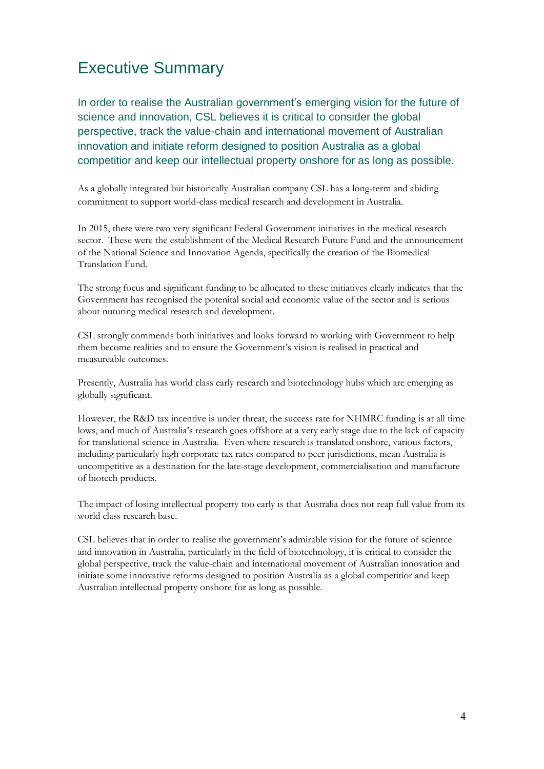# Executive Summary

In order to realise the Australian government's emerging vision for the future of science and innovation, CSL believes it is critical to consider the global perspective, track the value-chain and international movement of Australian innovation and initiate reform designed to position Australia as a global competitior and keep our intellectual property onshore for as long as possible.

As a globally integrated but historically Australian company CSL has a long-term and abiding commitment to support world-class medical research and development in Australia.

In 2015, there were two very significant Federal Government initiatives in the medical research sector. These were the establishment of the Medical Research Future Fund and the announcement of the National Science and Innovation Agenda, specifically the creation of the Biomedical Translation Fund.

The strong focus and significant funding to be allocated to these initiatives clearly indicates that the Government has recognised the potenital social and economic value of the sector and is serious about nuturing medical research and development.

CSL strongly commends both initiatives and looks forward to working with Government to help them become realities and to ensure the Government's vision is realised in practical and measureable outcomes.

Presently, Australia has world class early research and biotechnology hubs which are emerging as globally significant.

However, the R&D tax incentive is under threat, the success rate for NHMRC funding is at all time lows, and much of Australia's research goes offshore at a very early stage due to the lack of capacity for translational science in Australia. Even where research is translated onshore, various factors, including particularly high corporate tax rates compared to peer jurisdictions, mean Australia is uncompetitive as a destination for the late-stage development, commercialisation and manufacture of biotech products.

The impact of losing intellectual property too early is that Australia does not reap full value from its world class research base.

CSL believes that in order to realise the government's admirable vision for the future of scientce and innovation in Australia, particularly in the field of biotechnology, it is critical to consider the global perspective, track the value-chain and international movement of Australian innovation and initiate some innovative reforms designed to position Australia as a global competitior and keep Australian intellectual property onshore for as long as possible.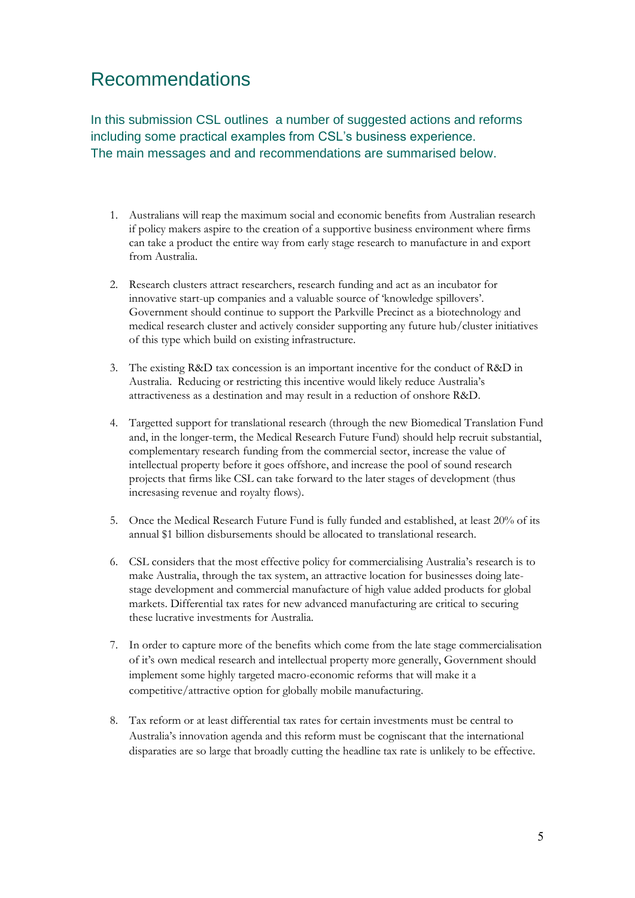# Recommendations

In this submission CSL outlines a number of suggested actions and reforms including some practical examples from CSL's business experience. The main messages and and recommendations are summarised below.

1. Australians will reap the maximum social and economic benefits from Australian research if policy makers aspire to the creation of a supportive business environment where firms can take a product the entire way from early stage research to manufacture in and export from Australia.

2. Research clusters attract researchers, research funding and act as an incubator for innovative start-up companies and a valuable source of 'knowledge spillovers'. Government should continue to support the Parkville Precinct as a biotechnology and medical research cluster and actively consider supporting any future hub/cluster initiatives of this type which build on existing infrastructure.

3. The existing R&D tax concession is an important incentive for the conduct of R&D in Australia. Reducing or restricting this incentive would likely reduce Australia's attractiveness as a destination and may result in a reduction of onshore R&D.

4. Targetted support for translational research (through the new Biomedical Translation Fund and, in the longer-term, the Medical Research Future Fund) should help recruit substantial, complementary research funding from the commercial sector, increase the value of intellectual property before it goes offshore, and increase the pool of sound research projects that firms like CSL can take forward to the later stages of development (thus increasing revenue and royalty flows).

5. Once the Medical Research Future Fund is fully funded and established, at least 20% of its annual $1 billion disbursements should be allocated to translational research.

6. CSL considers that the most effective policy for commercialising Australia's research is to make Australia, through the tax system, an attractive location for businesses doing late-stage development and commercial manufacture of high value added products for global markets. Differential tax rates for new advanced manufacturing are critical to securing these lucrative investments for Australia.

7. In order to capture more of the benefits which come from the late stage commercialisation of it's own medical research and intellectual property more generally, Government should implement some highly targeted macro-economic reforms that will make it a competitive/attractive option for globally mobile manufacturing.

8. Tax reform or at least differential tax rates for certain investments must be central to Australia's innovation agenda and this reform must be cogniscant that the international disparaties are so large that broadly cutting the headline tax rate is unlikely to be effective.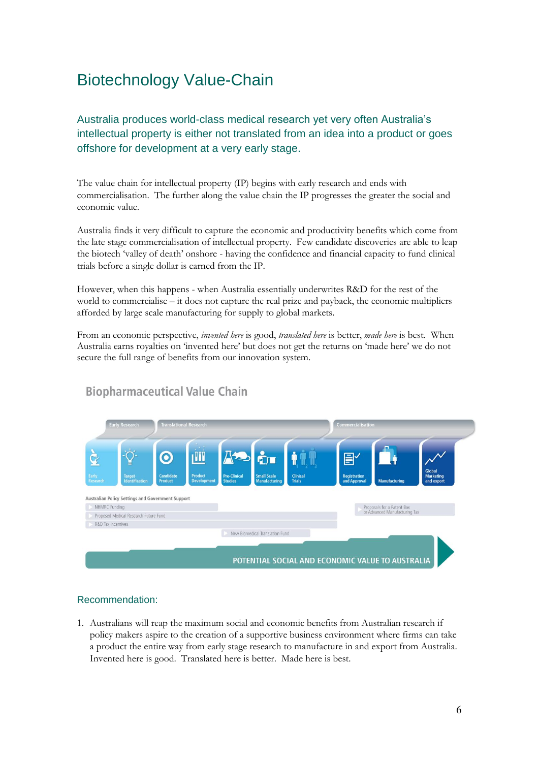# Biotechnology Value-Chain

## Australia produces world-class medical research yet very often Australia's intellectual property is either not translated from an idea into a product or goes offshore for development at a very early stage.

The value chain for intellectual property (IP) begins with early research and ends with commercialisation. The further along the value chain the IP progresses the greater the social and economic value.

Australia finds it very difficult to capture the economic and productivity benefits which come from the late stage commercialisation of intellectual property. Few candidate discoveries are able to leap the biotech 'valley of death' onshore - having the confidence and financial capacity to fund clinical trials before a single dollar is earned from the IP.

However, when this happens - when Australia essentially underwrites R&D for the rest of the world to commercialise – it does not capture the real prize and payback, the economic multipliers afforded by large scale manufacturing for supply to global markets.

From an economic perspective, *invented here* is good, *translated here* is better, *made here* is best. When Australia earns royalties on 'invented here' but does not get the returns on 'made here' we do not secure the full range of benefits from our innovation system.

### Biopharmaceutical Value Chain

Early Research | Translational Research | Commercialisation

Early Research → Target Identification → Candidate Product → Product Development → Pre-Clinical Studies → Small Scale Manufacturing → Clinical Trials → Registration and Approval → Manufacturing → Global Marketing and export

Australian Policy Settings and Government Support

- NHMRC Funding
- Proposed Medical Research Future Fund
- R&D Tax Incentives
- New Biomedical Translation Fund
- Proposals for a Patent Box or Advanced Manufacturing Tax

POTENTIAL SOCIAL AND ECONOMIC VALUE TO AUSTRALIA

### Recommendation:

1. Australians will reap the maximum social and economic benefits from Australian research if policy makers aspire to the creation of a supportive business environment where firms can take a product the entire way from early stage research to manufacture in and export from Australia. Invented here is good. Translated here is better. Made here is best.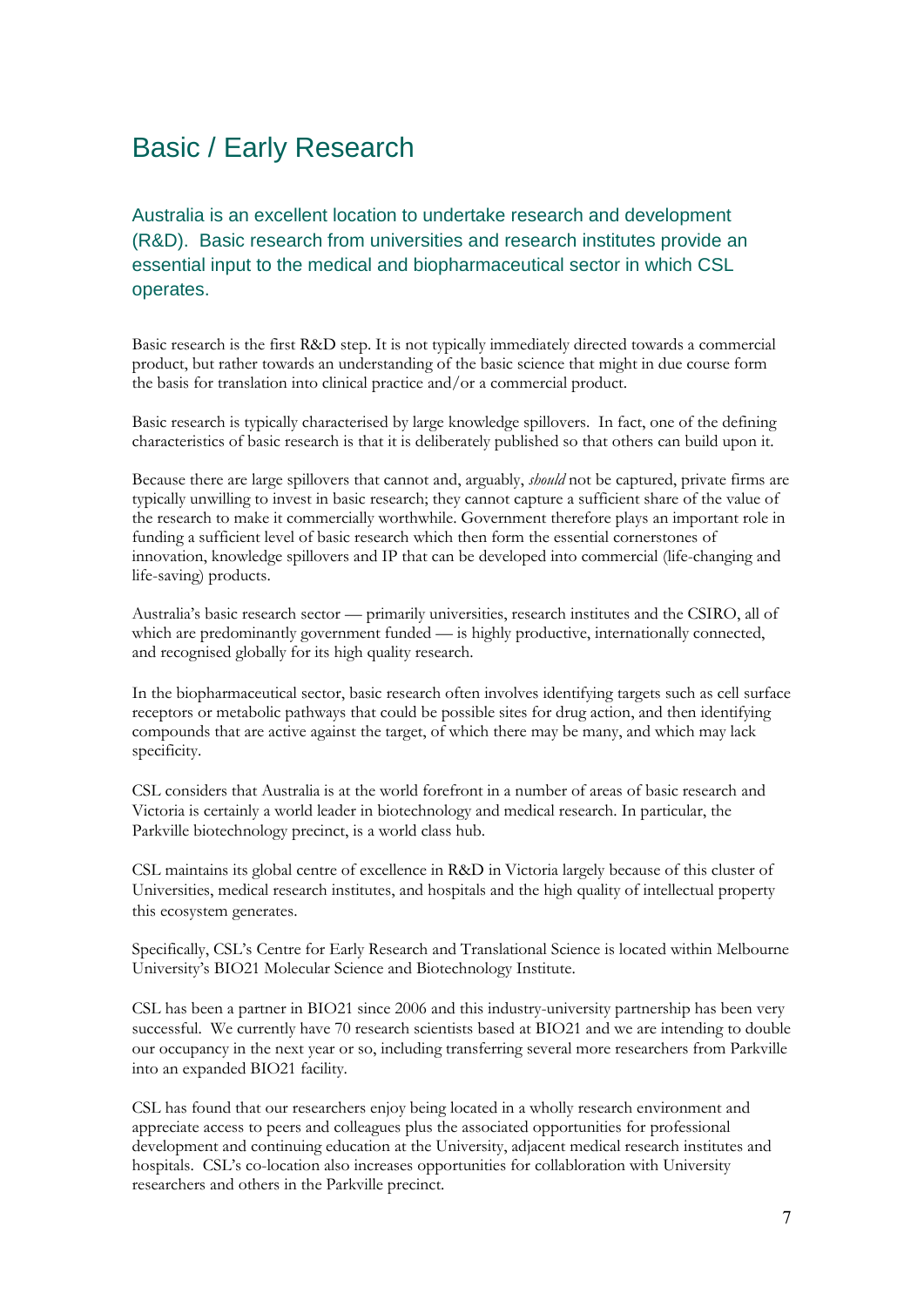# Basic / Early Research

## Australia is an excellent location to undertake research and development (R&D). Basic research from universities and research institutes provide an essential input to the medical and biopharmaceutical sector in which CSL operates.

Basic research is the first R&D step. It is not typically immediately directed towards a commercial product, but rather towards an understanding of the basic science that might in due course form the basis for translation into clinical practice and/or a commercial product.

Basic research is typically characterised by large knowledge spillovers. In fact, one of the defining characteristics of basic research is that it is deliberately published so that others can build upon it.

Because there are large spillovers that cannot and, arguably, *should* not be captured, private firms are typically unwilling to invest in basic research; they cannot capture a sufficient share of the value of the research to make it commercially worthwhile. Government therefore plays an important role in funding a sufficient level of basic research which then form the essential cornerstones of innovation, knowledge spillovers and IP that can be developed into commercial (life-changing and life-saving) products.

Australia's basic research sector — primarily universities, research institutes and the CSIRO, all of which are predominantly government funded — is highly productive, internationally connected, and recognised globally for its high quality research.

In the biopharmaceutical sector, basic research often involves identifying targets such as cell surface receptors or metabolic pathways that could be possible sites for drug action, and then identifying compounds that are active against the target, of which there may be many, and which may lack specificity.

CSL considers that Australia is at the world forefront in a number of areas of basic research and Victoria is certainly a world leader in biotechnology and medical research. In particular, the Parkville biotechnology precinct, is a world class hub.

CSL maintains its global centre of excellence in R&D in Victoria largely because of this cluster of Universities, medical research institutes, and hospitals and the high quality of intellectual property this ecosystem generates.

Specifically, CSL's Centre for Early Research and Translational Science is located within Melbourne University's BIO21 Molecular Science and Biotechnology Institute.

CSL has been a partner in BIO21 since 2006 and this industry-university partnership has been very successful. We currently have 70 research scientists based at BIO21 and we are intending to double our occupancy in the next year or so, including transferring several more researchers from Parkville into an expanded BIO21 facility.

CSL has found that our researchers enjoy being located in a wholly research environment and appreciate access to peers and colleagues plus the associated opportunities for professional development and continuing education at the University, adjacent medical research institutes and hospitals. CSL's co-location also increases opportunities for collabloration with University researchers and others in the Parkville precinct.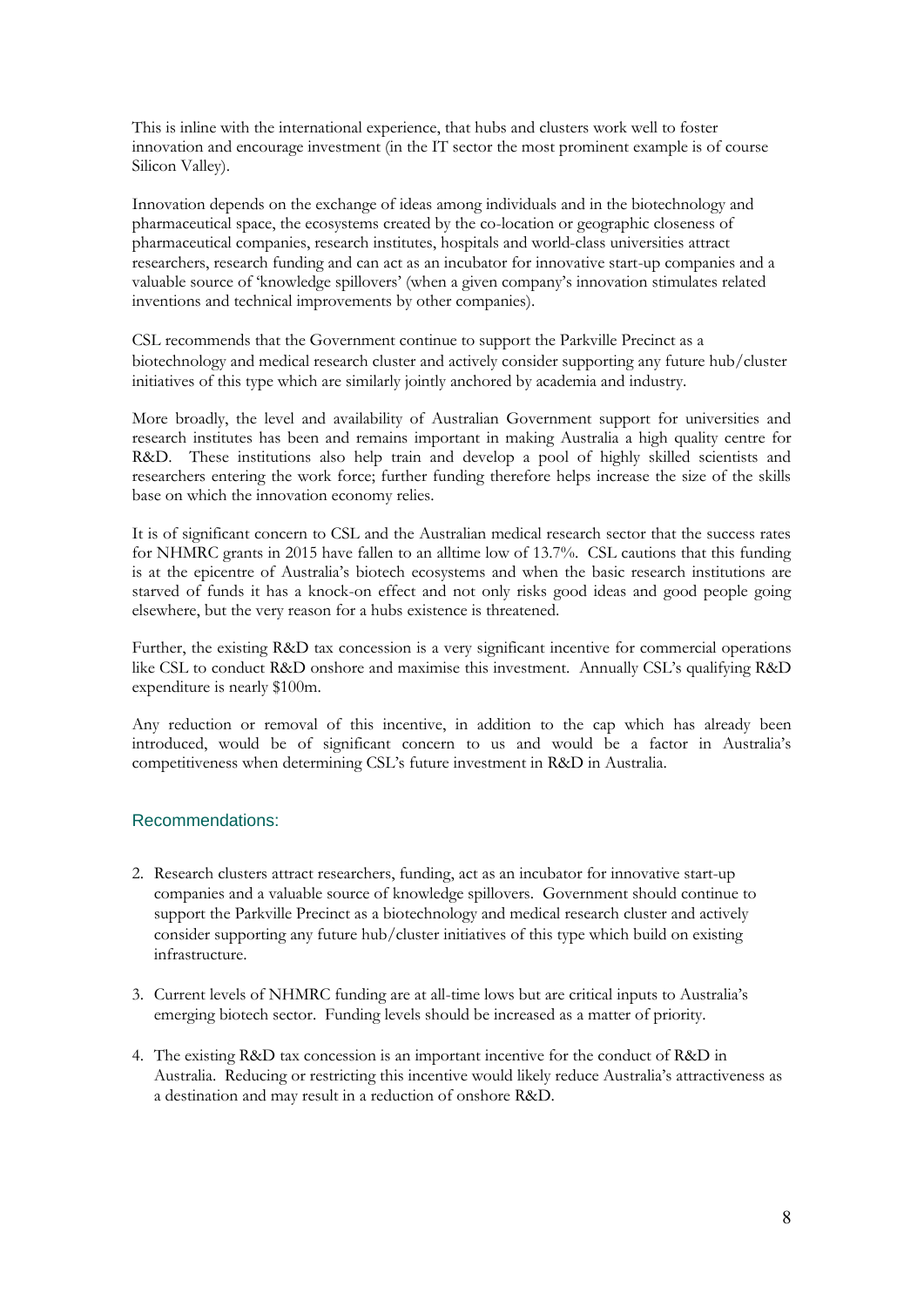This is inline with the international experience, that hubs and clusters work well to foster innovation and encourage investment (in the IT sector the most prominent example is of course Silicon Valley).

Innovation depends on the exchange of ideas among individuals and in the biotechnology and pharmaceutical space, the ecosystems created by the co-location or geographic closeness of pharmaceutical companies, research institutes, hospitals and world-class universities attract researchers, research funding and can act as an incubator for innovative start-up companies and a valuable source of 'knowledge spillovers' (when a given company's innovation stimulates related inventions and technical improvements by other companies).

CSL recommends that the Government continue to support the Parkville Precinct as a biotechnology and medical research cluster and actively consider supporting any future hub/cluster initiatives of this type which are similarly jointly anchored by academia and industry.

More broadly, the level and availability of Australian Government support for universities and research institutes has been and remains important in making Australia a high quality centre for R&D. These institutions also help train and develop a pool of highly skilled scientists and researchers entering the work force; further funding therefore helps increase the size of the skills base on which the innovation economy relies.

It is of significant concern to CSL and the Australian medical research sector that the success rates for NHMRC grants in 2015 have fallen to an alltime low of 13.7%. CSL cautions that this funding is at the epicentre of Australia's biotech ecosystems and when the basic research institutions are starved of funds it has a knock-on effect and not only risks good ideas and good people going elsewhere, but the very reason for a hubs existence is threatened.

Further, the existing R&D tax concession is a very significant incentive for commercial operations like CSL to conduct R&D onshore and maximise this investment. Annually CSL's qualifying R&D expenditure is nearly $100m.

Any reduction or removal of this incentive, in addition to the cap which has already been introduced, would be of significant concern to us and would be a factor in Australia's competitiveness when determining CSL's future investment in R&D in Australia.

## Recommendations:

2. Research clusters attract researchers, funding, act as an incubator for innovative start-up companies and a valuable source of knowledge spillovers. Government should continue to support the Parkville Precinct as a biotechnology and medical research cluster and actively consider supporting any future hub/cluster initiatives of this type which build on existing infrastructure.

3. Current levels of NHMRC funding are at all-time lows but are critical inputs to Australia's emerging biotech sector. Funding levels should be increased as a matter of priority.

4. The existing R&D tax concession is an important incentive for the conduct of R&D in Australia. Reducing or restricting this incentive would likely reduce Australia's attractiveness as a destination and may result in a reduction of onshore R&D.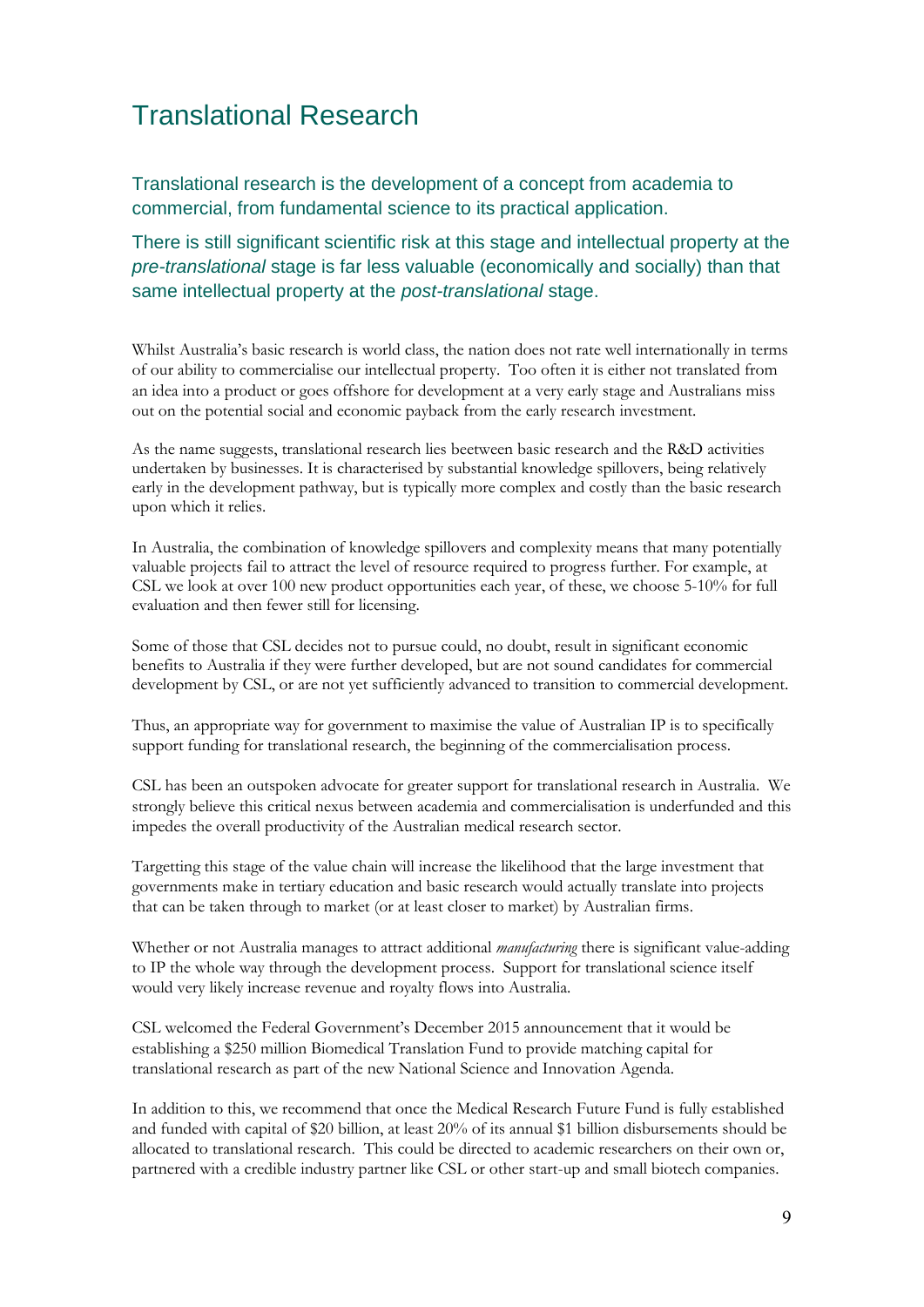# Translational Research

Translational research is the development of a concept from academia to commercial, from fundamental science to its practical application.

There is still significant scientific risk at this stage and intellectual property at the *pre-translational* stage is far less valuable (economically and socially) than that same intellectual property at the *post-translational* stage.

Whilst Australia's basic research is world class, the nation does not rate well internationally in terms of our ability to commercialise our intellectual property. Too often it is either not translated from an idea into a product or goes offshore for development at a very early stage and Australians miss out on the potential social and economic payback from the early research investment.

As the name suggests, translational research lies beetween basic research and the R&D activities undertaken by businesses. It is characterised by substantial knowledge spillovers, being relatively early in the development pathway, but is typically more complex and costly than the basic research upon which it relies.

In Australia, the combination of knowledge spillovers and complexity means that many potentially valuable projects fail to attract the level of resource required to progress further. For example, at CSL we look at over 100 new product opportunities each year, of these, we choose 5-10% for full evaluation and then fewer still for licensing.

Some of those that CSL decides not to pursue could, no doubt, result in significant economic benefits to Australia if they were further developed, but are not sound candidates for commercial development by CSL, or are not yet sufficiently advanced to transition to commercial development.

Thus, an appropriate way for government to maximise the value of Australian IP is to specifically support funding for translational research, the beginning of the commercialisation process.

CSL has been an outspoken advocate for greater support for translational research in Australia. We strongly believe this critical nexus between academia and commercialisation is underfunded and this impedes the overall productivity of the Australian medical research sector.

Targetting this stage of the value chain will increase the likelihood that the large investment that governments make in tertiary education and basic research would actually translate into projects that can be taken through to market (or at least closer to market) by Australian firms.

Whether or not Australia manages to attract additional *manufacturing* there is significant value-adding to IP the whole way through the development process. Support for translational science itself would very likely increase revenue and royalty flows into Australia.

CSL welcomed the Federal Government's December 2015 announcement that it would be establishing a $250 million Biomedical Translation Fund to provide matching capital for translational research as part of the new National Science and Innovation Agenda.

In addition to this, we recommend that once the Medical Research Future Fund is fully established and funded with capital of $20 billion, at least 20% of its annual $1 billion disbursements should be allocated to translational research. This could be directed to academic researchers on their own or, partnered with a credible industry partner like CSL or other start-up and small biotech companies.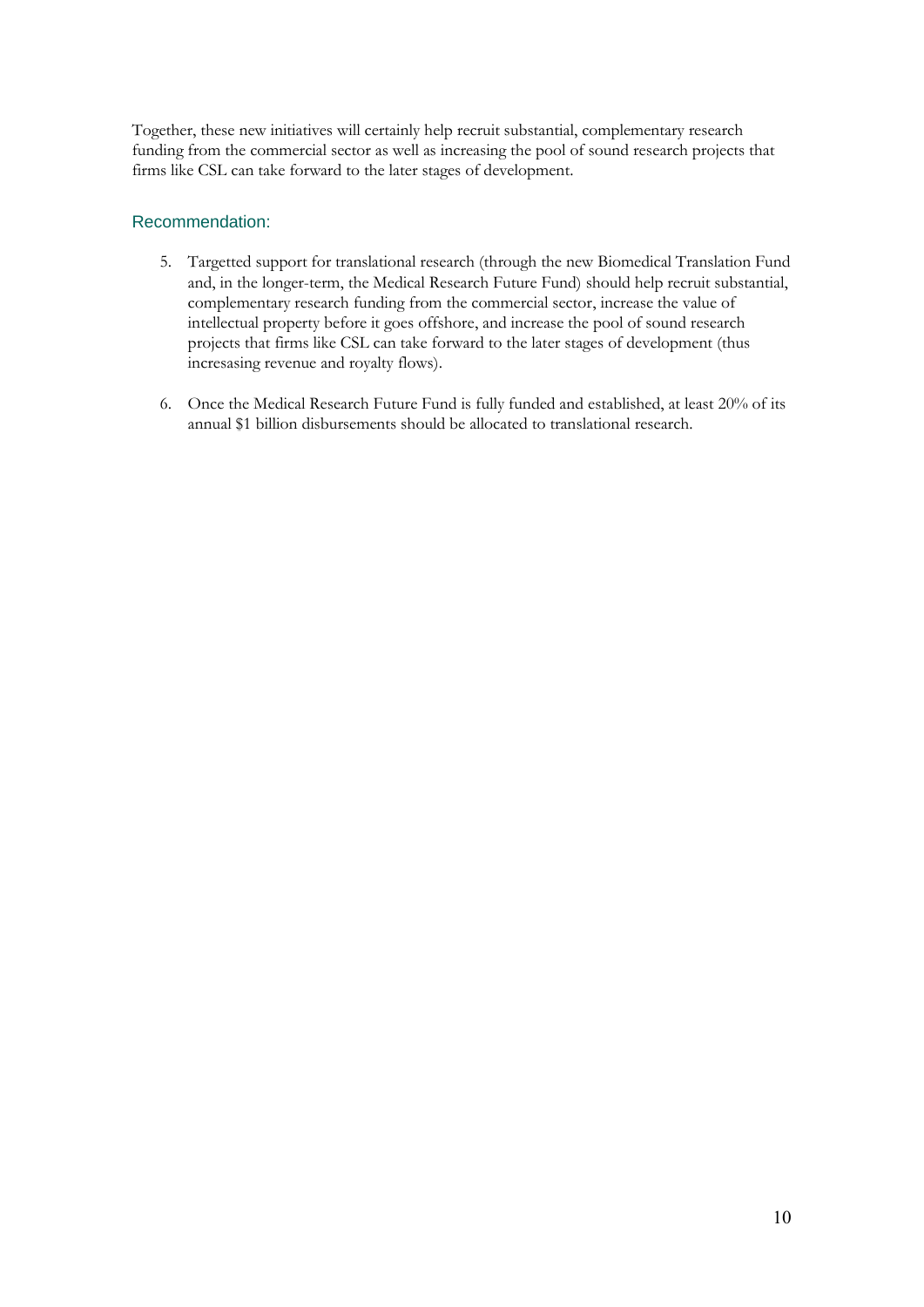Together, these new initiatives will certainly help recruit substantial, complementary research funding from the commercial sector as well as increasing the pool of sound research projects that firms like CSL can take forward to the later stages of development.

### Recommendation:

5. Targetted support for translational research (through the new Biomedical Translation Fund and, in the longer-term, the Medical Research Future Fund) should help recruit substantial, complementary research funding from the commercial sector, increase the value of intellectual property before it goes offshore, and increase the pool of sound research projects that firms like CSL can take forward to the later stages of development (thus incresasing revenue and royalty flows).

6. Once the Medical Research Future Fund is fully funded and established, at least 20% of its annual $1 billion disbursements should be allocated to translational research.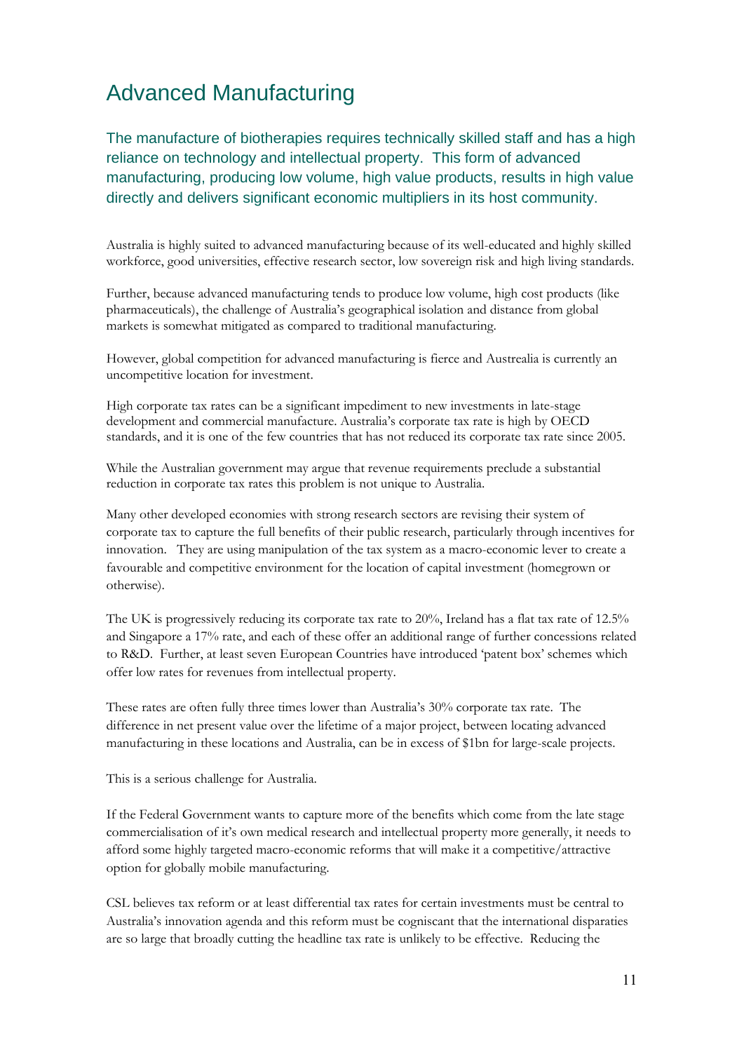# Advanced Manufacturing

The manufacture of biotherapies requires technically skilled staff and has a high reliance on technology and intellectual property. This form of advanced manufacturing, producing low volume, high value products, results in high value directly and delivers significant economic multipliers in its host community.

Australia is highly suited to advanced manufacturing because of its well-educated and highly skilled workforce, good universities, effective research sector, low sovereign risk and high living standards.

Further, because advanced manufacturing tends to produce low volume, high cost products (like pharmaceuticals), the challenge of Australia's geographical isolation and distance from global markets is somewhat mitigated as compared to traditional manufacturing.

However, global competition for advanced manufacturing is fierce and Austrealia is currently an uncompetitive location for investment.

High corporate tax rates can be a significant impediment to new investments in late-stage development and commercial manufacture. Australia's corporate tax rate is high by OECD standards, and it is one of the few countries that has not reduced its corporate tax rate since 2005.

While the Australian government may argue that revenue requirements preclude a substantial reduction in corporate tax rates this problem is not unique to Australia.

Many other developed economies with strong research sectors are revising their system of corporate tax to capture the full benefits of their public research, particularly through incentives for innovation. They are using manipulation of the tax system as a macro-economic lever to create a favourable and competitive environment for the location of capital investment (homegrown or otherwise).

The UK is progressively reducing its corporate tax rate to 20%, Ireland has a flat tax rate of 12.5% and Singapore a 17% rate, and each of these offer an additional range of further concessions related to R&D. Further, at least seven European Countries have introduced 'patent box' schemes which offer low rates for revenues from intellectual property.

These rates are often fully three times lower than Australia's 30% corporate tax rate. The difference in net present value over the lifetime of a major project, between locating advanced manufacturing in these locations and Australia, can be in excess of $1bn for large-scale projects.

This is a serious challenge for Australia.

If the Federal Government wants to capture more of the benefits which come from the late stage commercialisation of it's own medical research and intellectual property more generally, it needs to afford some highly targeted macro-economic reforms that will make it a competitive/attractive option for globally mobile manufacturing.

CSL believes tax reform or at least differential tax rates for certain investments must be central to Australia's innovation agenda and this reform must be cogniscant that the international disparaties are so large that broadly cutting the headline tax rate is unlikely to be effective. Reducing the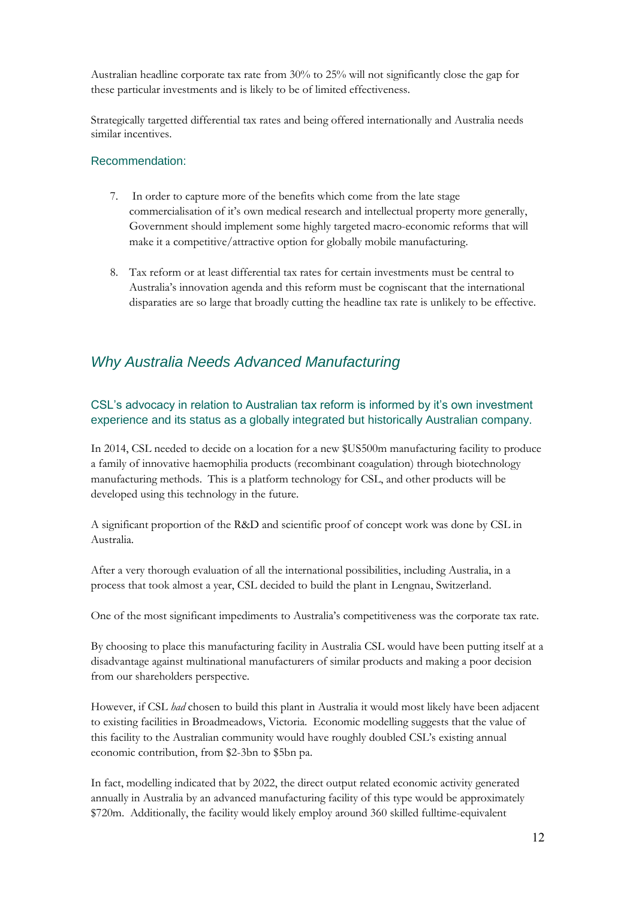Australian headline corporate tax rate from 30% to 25% will not significantly close the gap for these particular investments and is likely to be of limited effectiveness.

Strategically targetted differential tax rates and being offered internationally and Australia needs similar incentives.

### Recommendation:

7. In order to capture more of the benefits which come from the late stage commercialisation of it's own medical research and intellectual property more generally, Government should implement some highly targeted macro-economic reforms that will make it a competitive/attractive option for globally mobile manufacturing.

8. Tax reform or at least differential tax rates for certain investments must be central to Australia's innovation agenda and this reform must be cogniscant that the international disparaties are so large that broadly cutting the headline tax rate is unlikely to be effective.

## *Why Australia Needs Advanced Manufacturing*

### CSL's advocacy in relation to Australian tax reform is informed by it's own investment experience and its status as a globally integrated but historically Australian company.

In 2014, CSL needed to decide on a location for a new $US500m manufacturing facility to produce a family of innovative haemophilia products (recombinant coagulation) through biotechnology manufacturing methods. This is a platform technology for CSL, and other products will be developed using this technology in the future.

A significant proportion of the R&D and scientific proof of concept work was done by CSL in Australia.

After a very thorough evaluation of all the international possibilities, including Australia, in a process that took almost a year, CSL decided to build the plant in Lengnau, Switzerland.

One of the most significant impediments to Australia's competitiveness was the corporate tax rate.

By choosing to place this manufacturing facility in Australia CSL would have been putting itself at a disadvantage against multinational manufacturers of similar products and making a poor decision from our shareholders perspective.

However, if CSL *had* chosen to build this plant in Australia it would most likely have been adjacent to existing facilities in Broadmeadows, Victoria. Economic modelling suggests that the value of this facility to the Australian community would have roughly doubled CSL's existing annual economic contribution, from $2-3bn to $5bn pa.

In fact, modelling indicated that by 2022, the direct output related economic activity generated annually in Australia by an advanced manufacturing facility of this type would be approximately $720m. Additionally, the facility would likely employ around 360 skilled fulltime-equivalent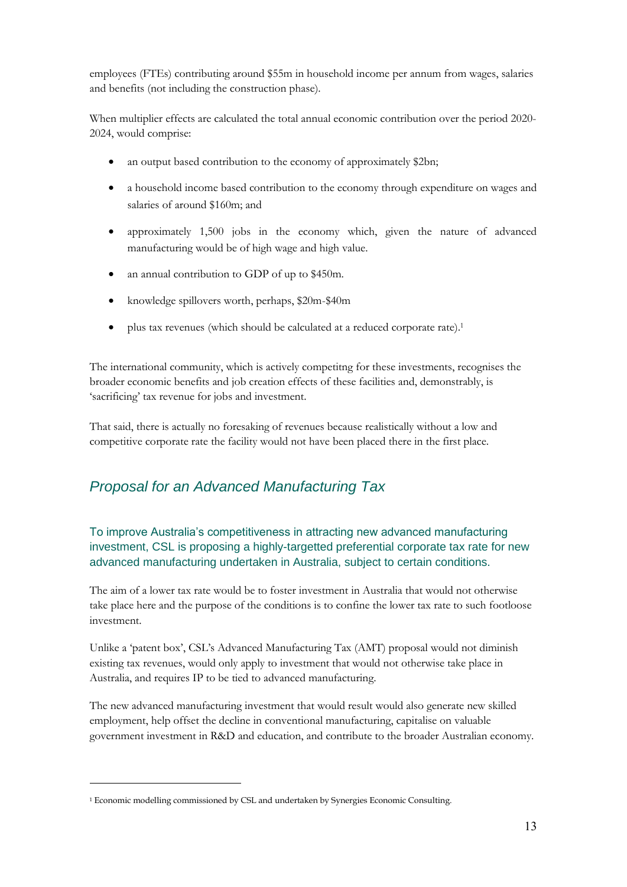employees (FTEs) contributing around $55m in household income per annum from wages, salaries and benefits (not including the construction phase).

When multiplier effects are calculated the total annual economic contribution over the period 2020-2024, would comprise:

- an output based contribution to the economy of approximately $2bn;
- a household income based contribution to the economy through expenditure on wages and salaries of around $160m; and
- approximately 1,500 jobs in the economy which, given the nature of advanced manufacturing would be of high wage and high value.
- an annual contribution to GDP of up to $450m.
- knowledge spillovers worth, perhaps, $20m-$40m
- plus tax revenues (which should be calculated at a reduced corporate rate).[1]

The international community, which is actively competitng for these investments, recognises the broader economic benefits and job creation effects of these facilities and, demonstrably, is 'sacrificing' tax revenue for jobs and investment.

That said, there is actually no foresaking of revenues because realistically without a low and competitive corporate rate the facility would not have been placed there in the first place.

## *Proposal for an Advanced Manufacturing Tax*

### To improve Australia's competitiveness in attracting new advanced manufacturing investment, CSL is proposing a highly-targetted preferential corporate tax rate for new advanced manufacturing undertaken in Australia, subject to certain conditions.

The aim of a lower tax rate would be to foster investment in Australia that would not otherwise take place here and the purpose of the conditions is to confine the lower tax rate to such footloose investment.

Unlike a 'patent box', CSL's Advanced Manufacturing Tax (AMT) proposal would not diminish existing tax revenues, would only apply to investment that would not otherwise take place in Australia, and requires IP to be tied to advanced manufacturing.

The new advanced manufacturing investment that would result would also generate new skilled employment, help offset the decline in conventional manufacturing, capitalise on valuable government investment in R&D and education, and contribute to the broader Australian economy.

[1] Economic modelling commissioned by CSL and undertaken by Synergies Economic Consulting.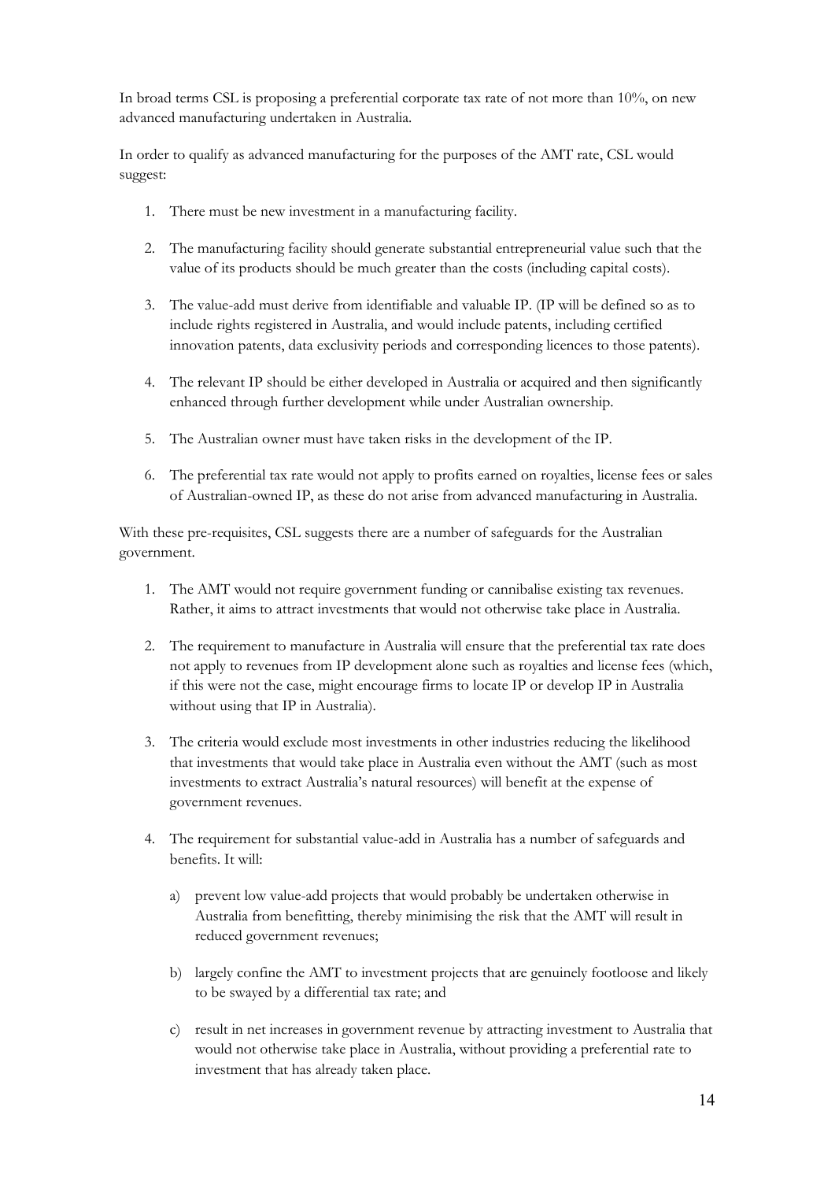In broad terms CSL is proposing a preferential corporate tax rate of not more than 10%, on new advanced manufacturing undertaken in Australia.

In order to qualify as advanced manufacturing for the purposes of the AMT rate, CSL would suggest:

1. There must be new investment in a manufacturing facility.

2. The manufacturing facility should generate substantial entrepreneurial value such that the value of its products should be much greater than the costs (including capital costs).

3. The value-add must derive from identifiable and valuable IP. (IP will be defined so as to include rights registered in Australia, and would include patents, including certified innovation patents, data exclusivity periods and corresponding licences to those patents).

4. The relevant IP should be either developed in Australia or acquired and then significantly enhanced through further development while under Australian ownership.

5. The Australian owner must have taken risks in the development of the IP.

6. The preferential tax rate would not apply to profits earned on royalties, license fees or sales of Australian-owned IP, as these do not arise from advanced manufacturing in Australia.

With these pre-requisites, CSL suggests there are a number of safeguards for the Australian government.

1. The AMT would not require government funding or cannibalise existing tax revenues. Rather, it aims to attract investments that would not otherwise take place in Australia.

2. The requirement to manufacture in Australia will ensure that the preferential tax rate does not apply to revenues from IP development alone such as royalties and license fees (which, if this were not the case, might encourage firms to locate IP or develop IP in Australia without using that IP in Australia).

3. The criteria would exclude most investments in other industries reducing the likelihood that investments that would take place in Australia even without the AMT (such as most investments to extract Australia's natural resources) will benefit at the expense of government revenues.

4. The requirement for substantial value-add in Australia has a number of safeguards and benefits. It will:

   a) prevent low value-add projects that would probably be undertaken otherwise in Australia from benefitting, thereby minimising the risk that the AMT will result in reduced government revenues;

   b) largely confine the AMT to investment projects that are genuinely footloose and likely to be swayed by a differential tax rate; and

   c) result in net increases in government revenue by attracting investment to Australia that would not otherwise take place in Australia, without providing a preferential rate to investment that has already taken place.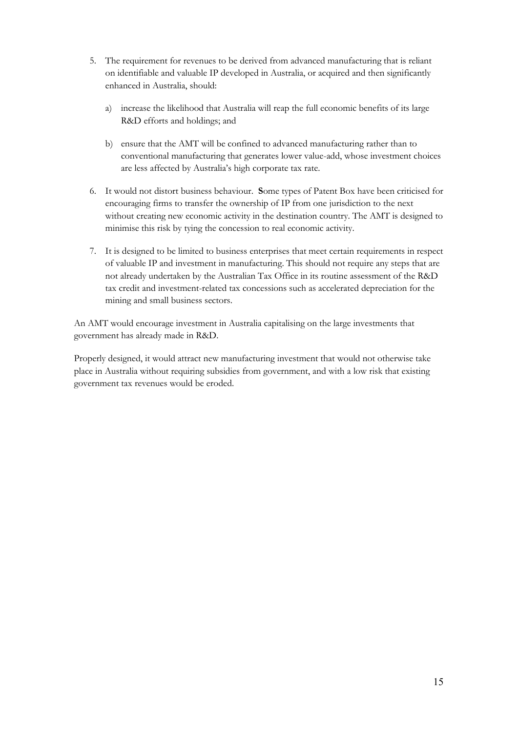5. The requirement for revenues to be derived from advanced manufacturing that is reliant on identifiable and valuable IP developed in Australia, or acquired and then significantly enhanced in Australia, should:

   a) increase the likelihood that Australia will reap the full economic benefits of its large R&D efforts and holdings; and

   b) ensure that the AMT will be confined to advanced manufacturing rather than to conventional manufacturing that generates lower value-add, whose investment choices are less affected by Australia's high corporate tax rate.

6. It would not distort business behaviour. **S**ome types of Patent Box have been criticised for encouraging firms to transfer the ownership of IP from one jurisdiction to the next without creating new economic activity in the destination country. The AMT is designed to minimise this risk by tying the concession to real economic activity.

7. It is designed to be limited to business enterprises that meet certain requirements in respect of valuable IP and investment in manufacturing. This should not require any steps that are not already undertaken by the Australian Tax Office in its routine assessment of the R&D tax credit and investment-related tax concessions such as accelerated depreciation for the mining and small business sectors.

An AMT would encourage investment in Australia capitalising on the large investments that government has already made in R&D.

Properly designed, it would attract new manufacturing investment that would not otherwise take place in Australia without requiring subsidies from government, and with a low risk that existing government tax revenues would be eroded.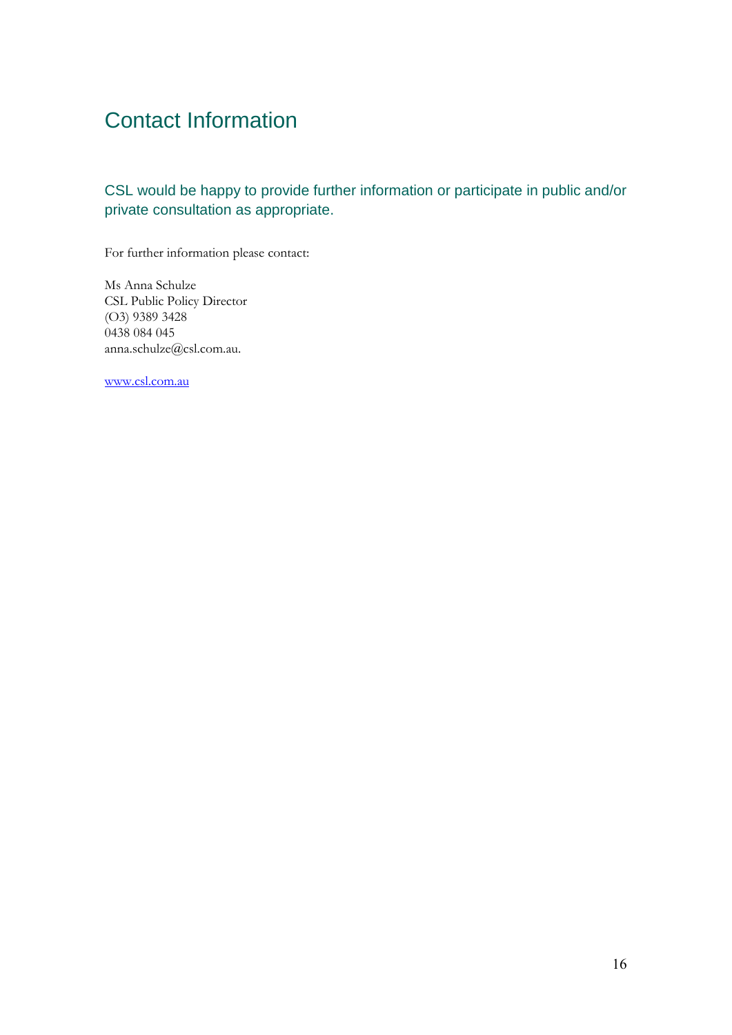# Contact Information

CSL would be happy to provide further information or participate in public and/or private consultation as appropriate.

For further information please contact:

Ms Anna Schulze
CSL Public Policy Director
(O3) 9389 3428
0438 084 045
anna.schulze@csl.com.au.

www.csl.com.au